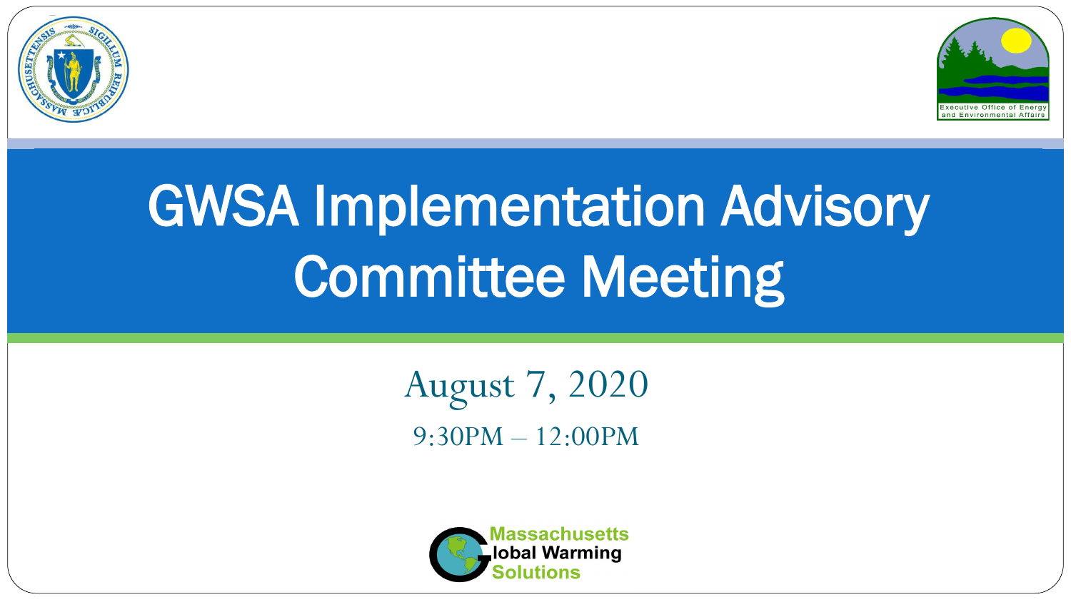# GWSA Implementation Advisory Committee Meeting

August 7, 2020

9:30PM – 12:00PM

Massachusetts Global Warming Solutions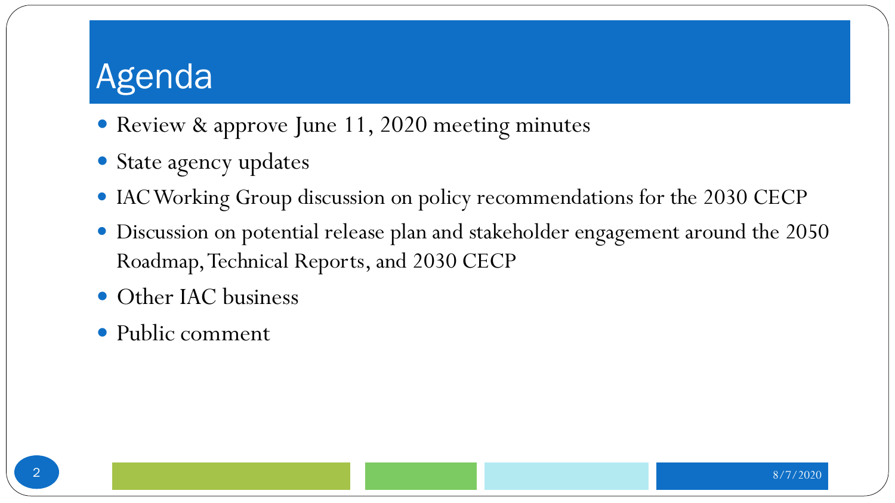# Agenda

- Review & approve June 11, 2020 meeting minutes
- State agency updates
- IAC Working Group discussion on policy recommendations for the 2030 CECP
- Discussion on potential release plan and stakeholder engagement around the 2050 Roadmap, Technical Reports, and 2030 CECP
- Other IAC business
- Public comment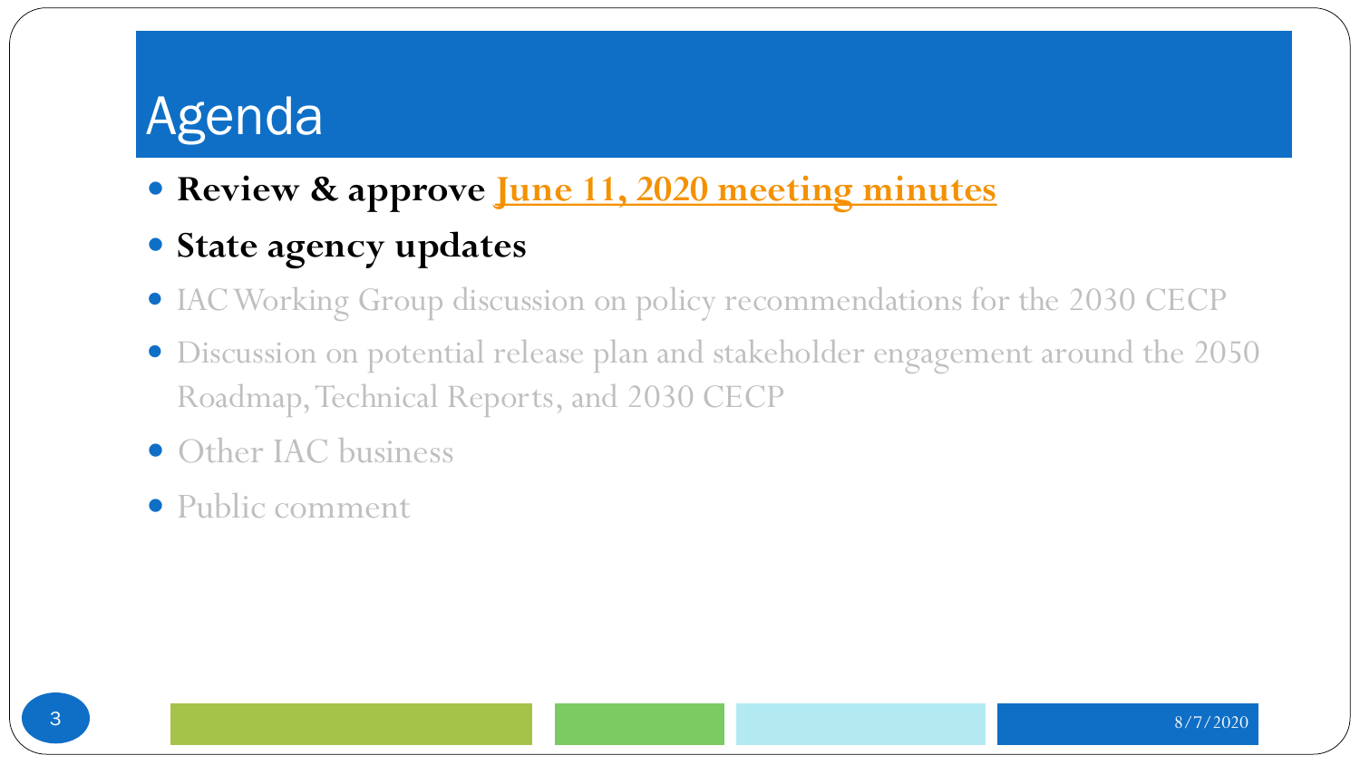# Agenda

- **Review & approve June 11, 2020 meeting minutes**
- **State agency updates**
- IAC Working Group discussion on policy recommendations for the 2030 CECP
- Discussion on potential release plan and stakeholder engagement around the 2050 Roadmap, Technical Reports, and 2030 CECP
- Other IAC business
- Public comment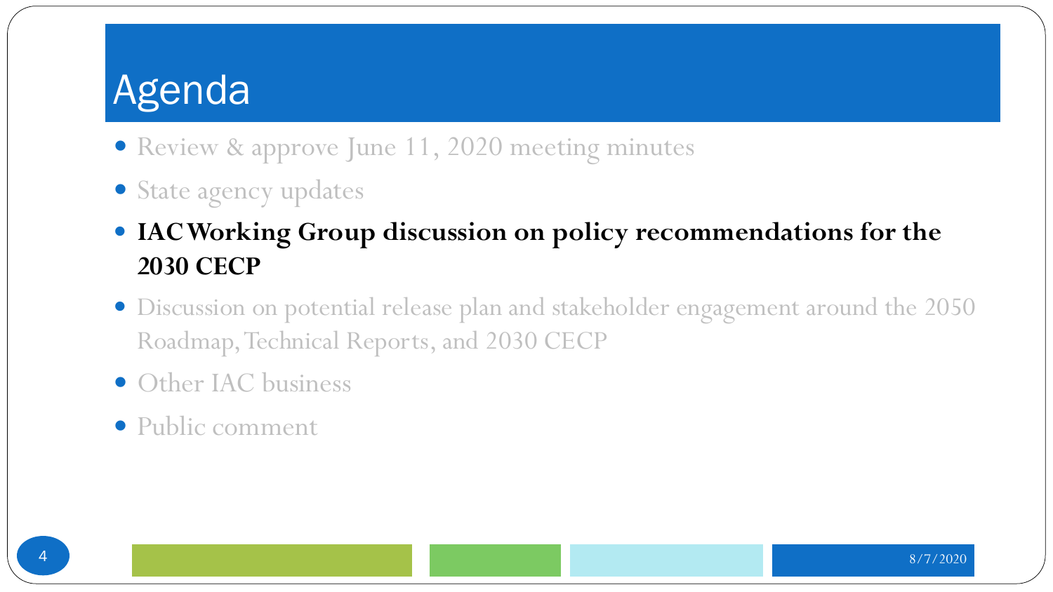# Agenda

- Review & approve June 11, 2020 meeting minutes
- State agency updates
- **IAC Working Group discussion on policy recommendations for the 2030 CECP**
- Discussion on potential release plan and stakeholder engagement around the 2050 Roadmap, Technical Reports, and 2030 CECP
- Other IAC business
- Public comment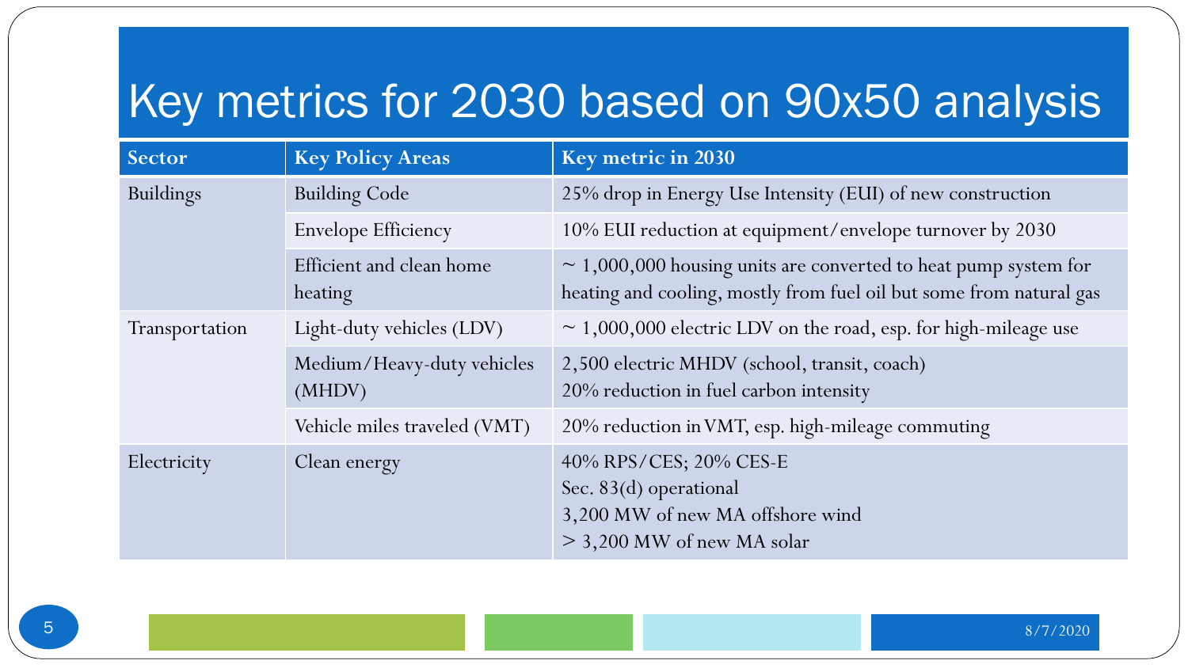# Key metrics for 2030 based on 90x50 analysis

| Sector | Key Policy Areas | Key metric in 2030 |
|---|---|---|
| Buildings | Building Code | 25% drop in Energy Use Intensity (EUI) of new construction |
| | Envelope Efficiency | 10% EUI reduction at equipment/envelope turnover by 2030 |
| | Efficient and clean home heating | ~ 1,000,000 housing units are converted to heat pump system for heating and cooling, mostly from fuel oil but some from natural gas |
| Transportation | Light-duty vehicles (LDV) | ~ 1,000,000 electric LDV on the road, esp. for high-mileage use |
| | Medium/Heavy-duty vehicles (MHDV) | 2,500 electric MHDV (school, transit, coach)<br>20% reduction in fuel carbon intensity |
| | Vehicle miles traveled (VMT) | 20% reduction in VMT, esp. high-mileage commuting |
| Electricity | Clean energy | 40% RPS/CES; 20% CES-E<br>Sec. 83(d) operational<br>3,200 MW of new MA offshore wind<br>> 3,200 MW of new MA solar |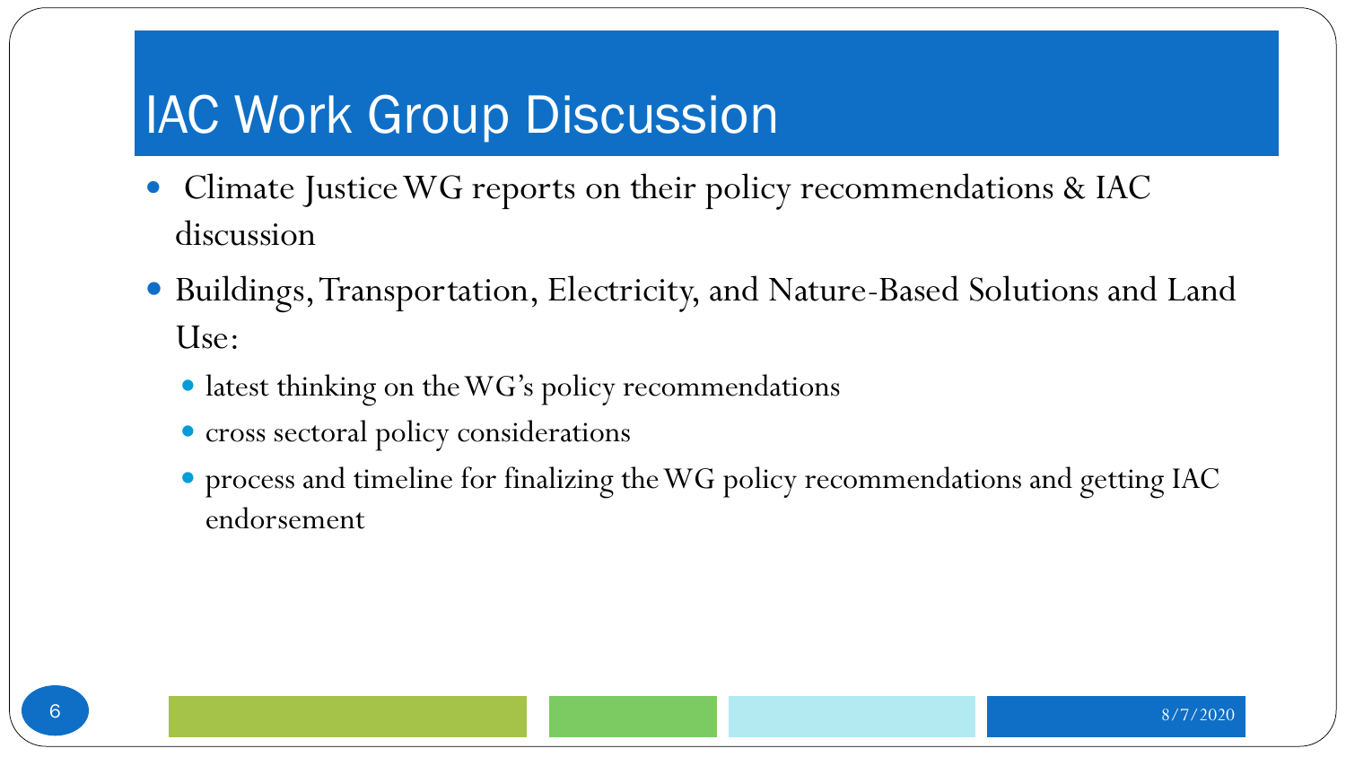# IAC Work Group Discussion

- Climate Justice WG reports on their policy recommendations & IAC discussion
- Buildings, Transportation, Electricity, and Nature-Based Solutions and Land Use:
  - latest thinking on the WG's policy recommendations
  - cross sectoral policy considerations
  - process and timeline for finalizing the WG policy recommendations and getting IAC endorsement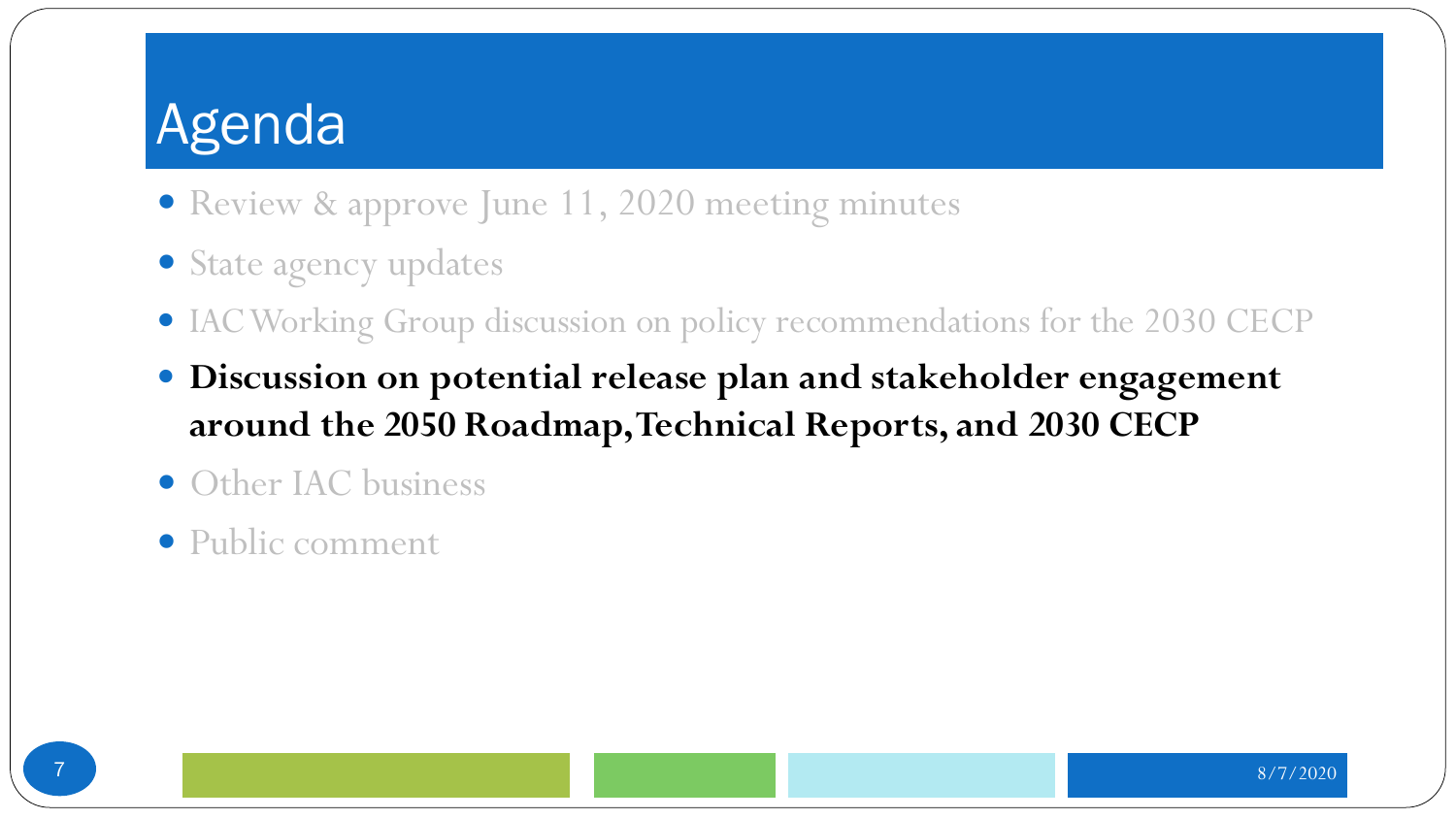# Agenda

- Review & approve June 11, 2020 meeting minutes
- State agency updates
- IAC Working Group discussion on policy recommendations for the 2030 CECP
- **Discussion on potential release plan and stakeholder engagement around the 2050 Roadmap, Technical Reports, and 2030 CECP**
- Other IAC business
- Public comment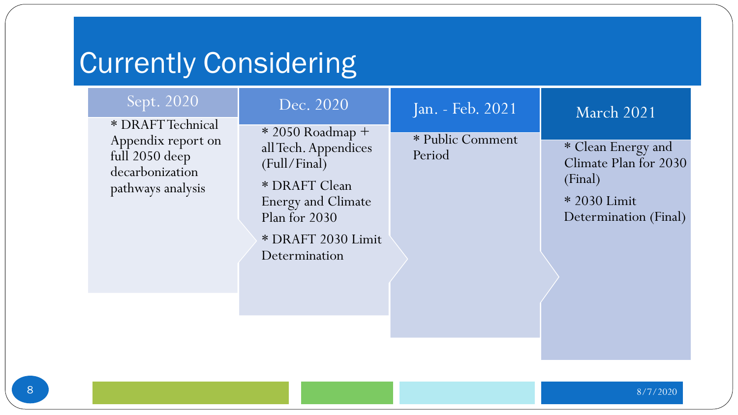# Currently Considering

## Sept. 2020

* DRAFT Technical Appendix report on full 2050 deep decarbonization pathways analysis

## Dec. 2020

* 2050 Roadmap + all Tech. Appendices (Full/Final)

* DRAFT Clean Energy and Climate Plan for 2030

* DRAFT 2030 Limit Determination

## Jan. - Feb. 2021

* Public Comment Period

## March 2021

* Clean Energy and Climate Plan for 2030 (Final)

* 2030 Limit Determination (Final)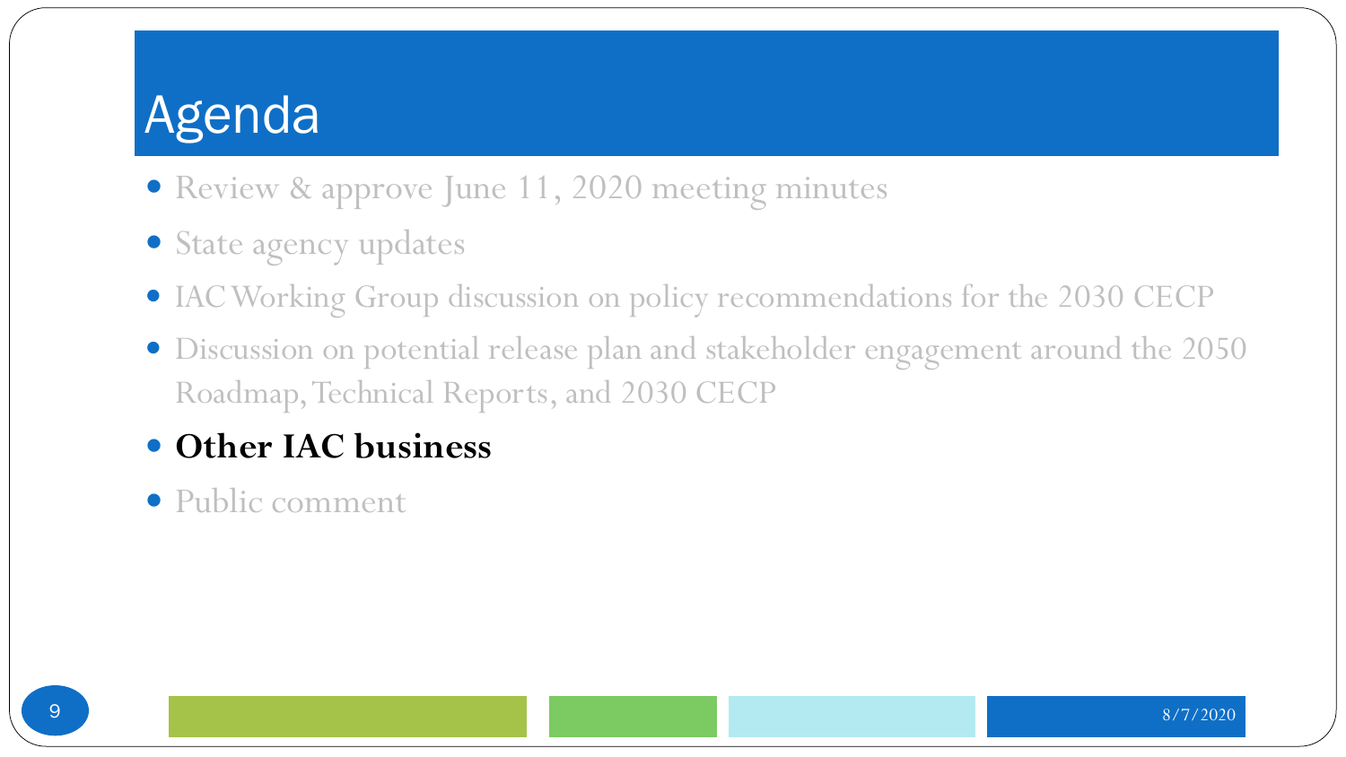# Agenda

- Review & approve June 11, 2020 meeting minutes
- State agency updates
- IAC Working Group discussion on policy recommendations for the 2030 CECP
- Discussion on potential release plan and stakeholder engagement around the 2050 Roadmap, Technical Reports, and 2030 CECP
- **Other IAC business**
- Public comment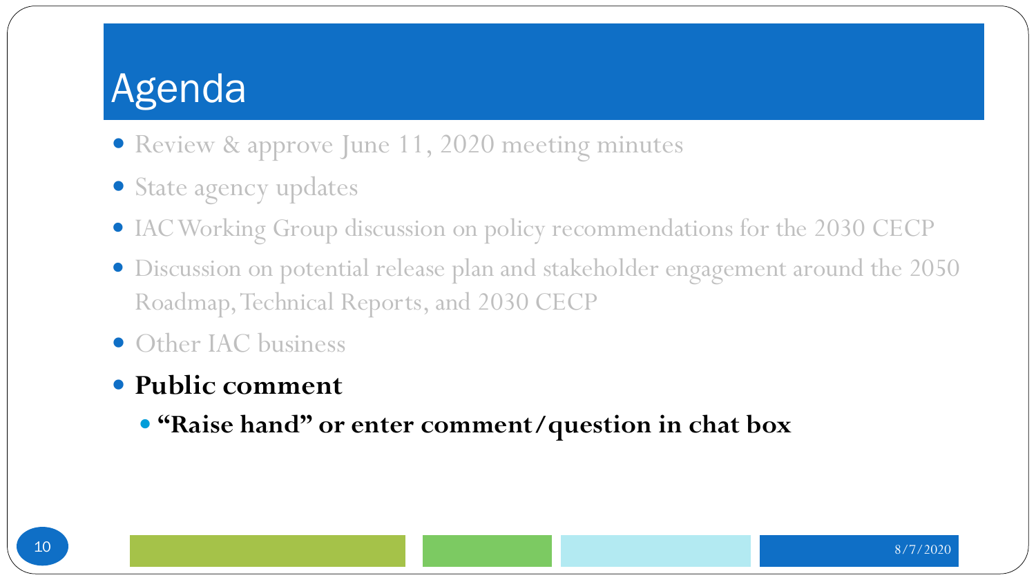# Agenda

- Review & approve June 11, 2020 meeting minutes
- State agency updates
- IAC Working Group discussion on policy recommendations for the 2030 CECP
- Discussion on potential release plan and stakeholder engagement around the 2050 Roadmap, Technical Reports, and 2030 CECP
- Other IAC business
- **Public comment**
  - **"Raise hand" or enter comment/question in chat box**